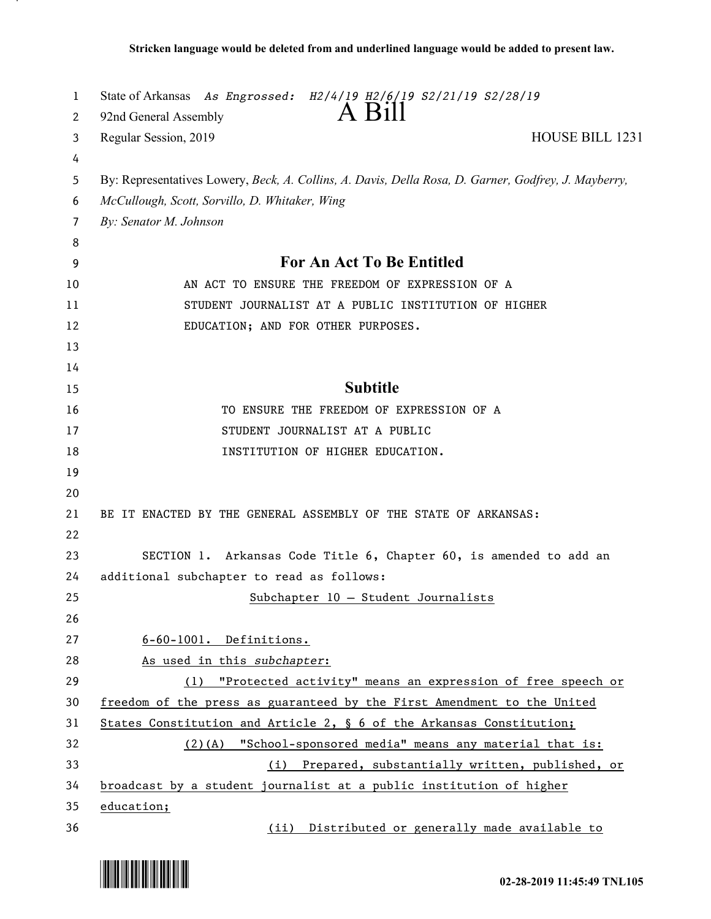Stricken language would be deleted from and underlined language would be added to present law.

State of Arkansas *As Engrossed: H2/4/19 H2/6/19 S2/21/19 S2/28/19*

92nd General Assembly

# A Bill

Regular Session, 2019 HOUSE BILL 1231

By: Representatives Lowery, *Beck, A. Collins, A. Davis, Della Rosa, D. Garner, Godfrey, J. Mayberry, McCullough, Scott, Sorvillo, D. Whitaker, Wing*

*By: Senator M. Johnson*

## For An Act To Be Entitled

AN ACT TO ENSURE THE FREEDOM OF EXPRESSION OF A STUDENT JOURNALIST AT A PUBLIC INSTITUTION OF HIGHER EDUCATION; AND FOR OTHER PURPOSES.

## Subtitle

TO ENSURE THE FREEDOM OF EXPRESSION OF A STUDENT JOURNALIST AT A PUBLIC INSTITUTION OF HIGHER EDUCATION.

BE IT ENACTED BY THE GENERAL ASSEMBLY OF THE STATE OF ARKANSAS:

SECTION 1. Arkansas Code Title 6, Chapter 60, is amended to add an additional subchapter to read as follows:

Subchapter 10 — Student Journalists

6-60-1001. Definitions.

As used in this *subchapter*:

(1) "Protected activity" means an expression of free speech or freedom of the press as guaranteed by the First Amendment to the United States Constitution and Article 2, § 6 of the Arkansas Constitution;

(2)(A) "School-sponsored media" means any material that is:

(i) Prepared, substantially written, published, or broadcast by a student journalist at a public institution of higher education;

(ii) Distributed or generally made available to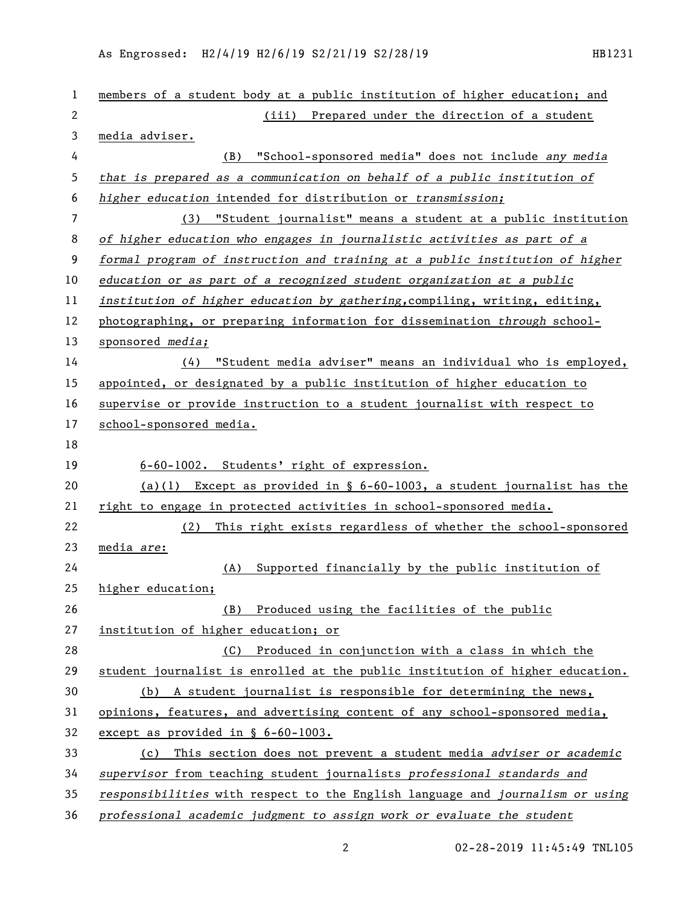members of a student body at a public institution of higher education; and

(iii) Prepared under the direction of a student media adviser.

(B) "School-sponsored media" does not include *any media that is prepared as a communication on behalf of a public institution of higher education* intended for distribution or *transmission;*

(3) "Student journalist" means a student at a public institution *of higher education who engages in journalistic activities as part of a formal program of instruction and training at a public institution of higher education or as part of a recognized student organization at a public institution of higher education by gathering,*compiling, writing, editing, photographing, or preparing information for dissemination *through* school-sponsored *media;*

(4) "Student media adviser" means an individual who is employed, appointed, or designated by a public institution of higher education to supervise or provide instruction to a student journalist with respect to school-sponsored media.

6-60-1002. Students' right of expression.

(a)(1) Except as provided in § 6-60-1003, a student journalist has the right to engage in protected activities in school-sponsored media.

(2) This right exists regardless of whether the school-sponsored media *are*:

(A) Supported financially by the public institution of higher education;

(B) Produced using the facilities of the public institution of higher education; or

(C) Produced in conjunction with a class in which the student journalist is enrolled at the public institution of higher education.

(b) A student journalist is responsible for determining the news, opinions, features, and advertising content of any school-sponsored media, except as provided in § 6-60-1003.

(c) This section does not prevent a student media *adviser or academic supervisor* from teaching student journalists *professional standards and responsibilities* with respect to the English language and *journalism or using professional academic judgment to assign work or evaluate the student*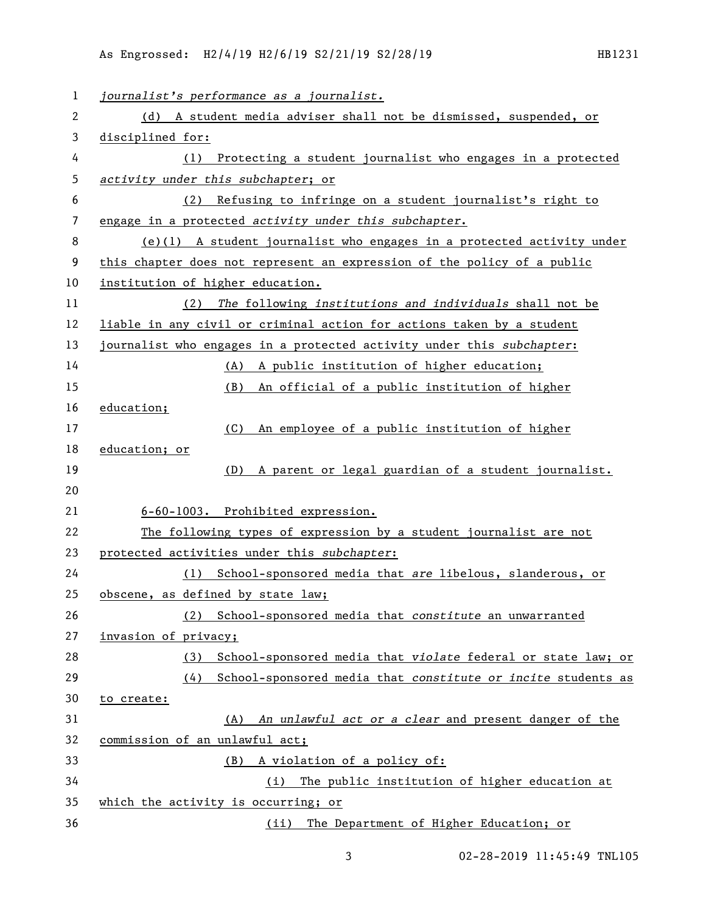*journalist's performance as a journalist.*

(d) A student media adviser shall not be dismissed, suspended, or disciplined for:

(1) Protecting a student journalist who engages in a protected *activity under this subchapter*; or

(2) Refusing to infringe on a student journalist's right to engage in a protected *activity under this subchapter*.

(e)(1) A student journalist who engages in a protected activity under this chapter does not represent an expression of the policy of a public institution of higher education.

(2) *The* following *institutions and individuals* shall not be liable in any civil or criminal action for actions taken by a student journalist who engages in a protected activity under this *subchapter*:

(A) A public institution of higher education;

(B) An official of a public institution of higher education;

(C) An employee of a public institution of higher education; or

(D) A parent or legal guardian of a student journalist.

6-60-1003. Prohibited expression.

The following types of expression by a student journalist are not protected activities under this *subchapter*:

(1) School-sponsored media that *are* libelous, slanderous, or obscene, as defined by state law;

(2) School-sponsored media that *constitute* an unwarranted invasion of privacy;

(3) School-sponsored media that *violate* federal or state law; or

(4) School-sponsored media that *constitute or incite* students as to create:

(A) *An unlawful act or a clear* and present danger of the commission of an unlawful act;

(B) A violation of a policy of:

(i) The public institution of higher education at which the activity is occurring; or

(ii) The Department of Higher Education; or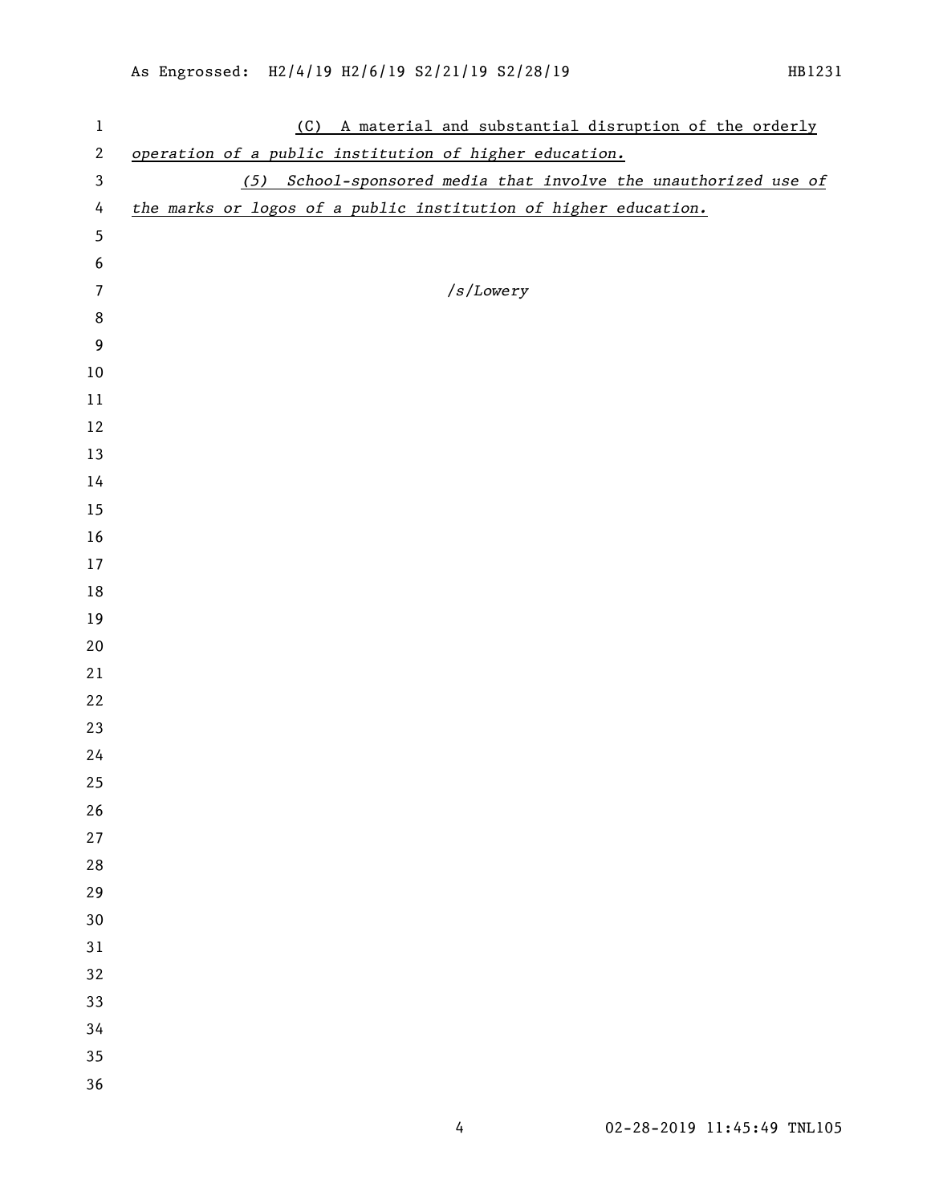(C) A material and substantial disruption of the orderly *operation of a public institution of higher education.*

*(5) School-sponsored media that involve the unauthorized use of the marks or logos of a public institution of higher education.*

*/s/Lowery*